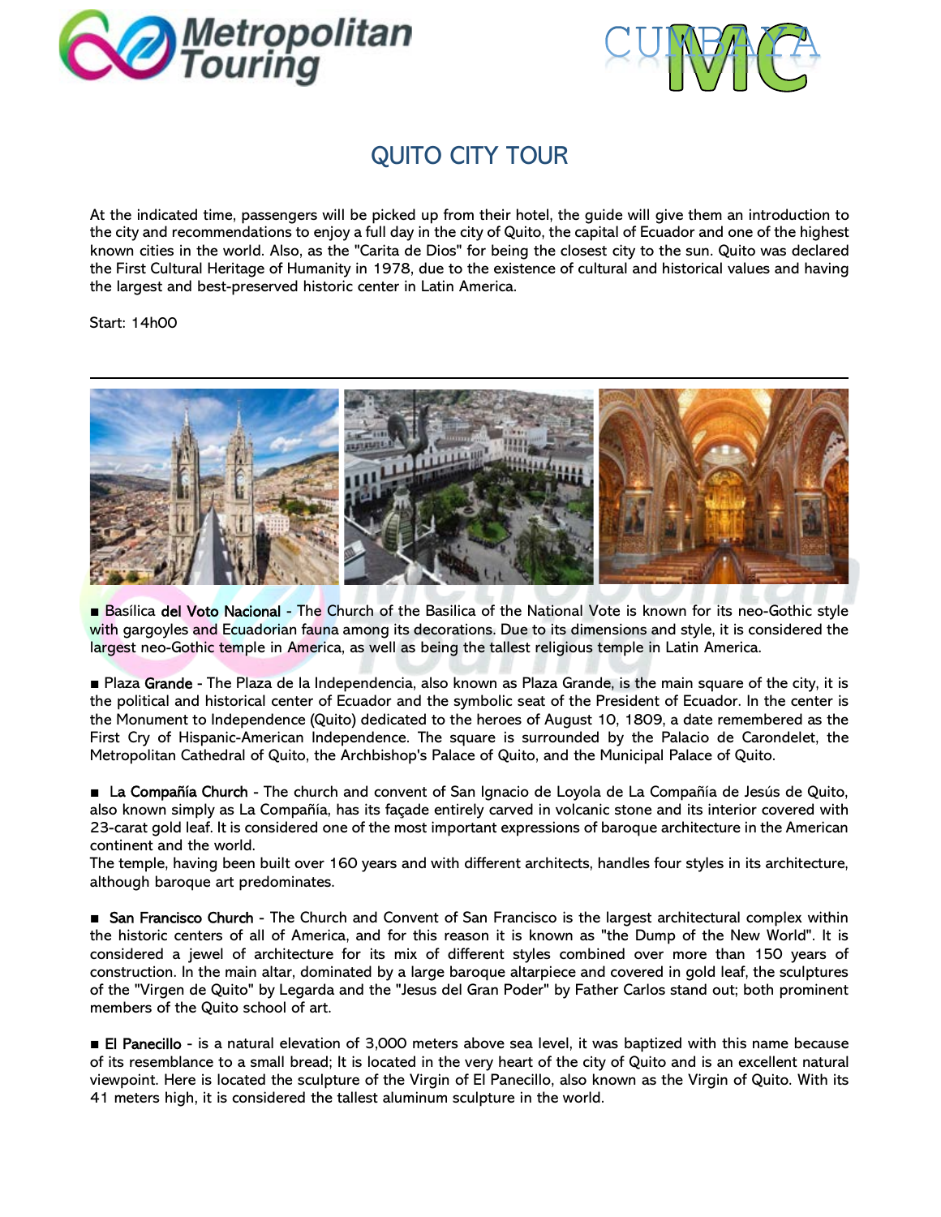# QUITO CITY TOUR

At the indicated time, passengers will be picked up from their hotel, the guide will give them an introduction to the city and recommendations to enjoy a full day in the city of Quito, the capital of Ecuador and one of the highest known cities in the world. Also, as the "Carita de Dios" for being the closest city to the sun. Quito was declared the First Cultural Heritage of Humanity in 1978, due to the existence of cultural and historical values and having the largest and best-preserved historic center in Latin America.

Start: 14h00

---

■ Basílica del Voto Nacional - The Church of the Basilica of the National Vote is known for its neo-Gothic style with gargoyles and Ecuadorian fauna among its decorations. Due to its dimensions and style, it is considered the largest neo-Gothic temple in America, as well as being the tallest religious temple in Latin America.

■ Plaza Grande - The Plaza de la Independencia, also known as Plaza Grande, is the main square of the city, it is the political and historical center of Ecuador and the symbolic seat of the President of Ecuador. In the center is the Monument to Independence (Quito) dedicated to the heroes of August 10, 1809, a date remembered as the First Cry of Hispanic-American Independence. The square is surrounded by the Palacio de Carondelet, the Metropolitan Cathedral of Quito, the Archbishop's Palace of Quito, and the Municipal Palace of Quito.

■ La Compañía Church - The church and convent of San Ignacio de Loyola de La Compañía de Jesús de Quito, also known simply as La Compañía, has its façade entirely carved in volcanic stone and its interior covered with 23-carat gold leaf. It is considered one of the most important expressions of baroque architecture in the American continent and the world.
The temple, having been built over 160 years and with different architects, handles four styles in its architecture, although baroque art predominates.

■ San Francisco Church - The Church and Convent of San Francisco is the largest architectural complex within the historic centers of all of America, and for this reason it is known as "the Dump of the New World". It is considered a jewel of architecture for its mix of different styles combined over more than 150 years of construction. In the main altar, dominated by a large baroque altarpiece and covered in gold leaf, the sculptures of the "Virgen de Quito" by Legarda and the "Jesus del Gran Poder" by Father Carlos stand out; both prominent members of the Quito school of art.

■ El Panecillo - is a natural elevation of 3,000 meters above sea level, it was baptized with this name because of its resemblance to a small bread; It is located in the very heart of the city of Quito and is an excellent natural viewpoint. Here is located the sculpture of the Virgin of El Panecillo, also known as the Virgin of Quito. With its 41 meters high, it is considered the tallest aluminum sculpture in the world.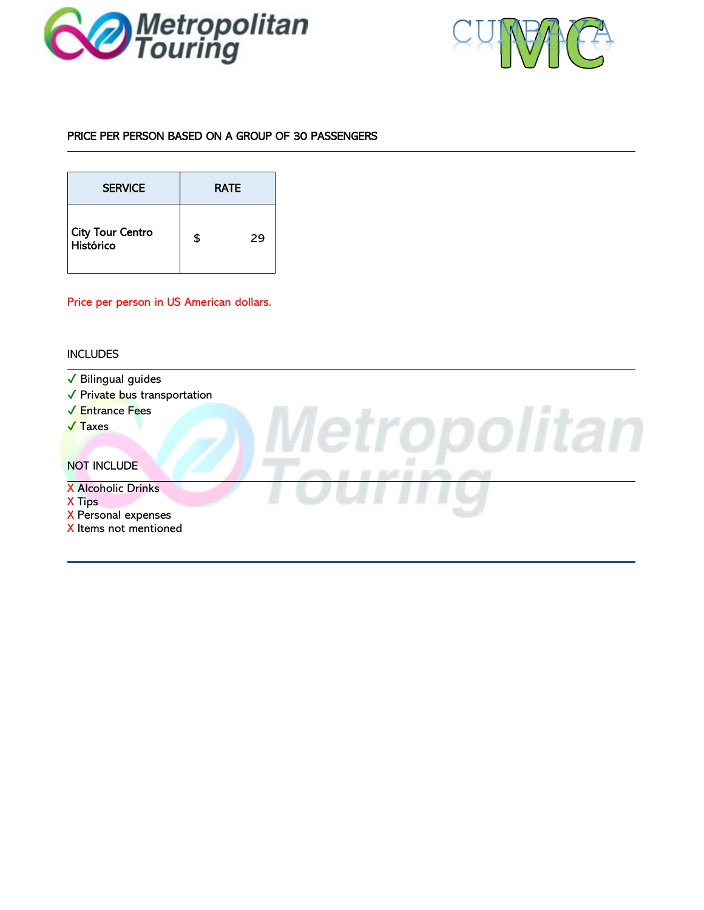PRICE PER PERSON BASED ON A GROUP OF 30 PASSENGERS

| SERVICE | RATE |
|---|---|
| City Tour Centro Histórico | $ 29 |

Price per person in US American dollars.

INCLUDES

- ✓ Bilingual guides
- ✓ Private bus transportation
- ✓ Entrance Fees
- ✓ Taxes

NOT INCLUDE

- X Alcoholic Drinks
- X Tips
- X Personal expenses
- X Items not mentioned